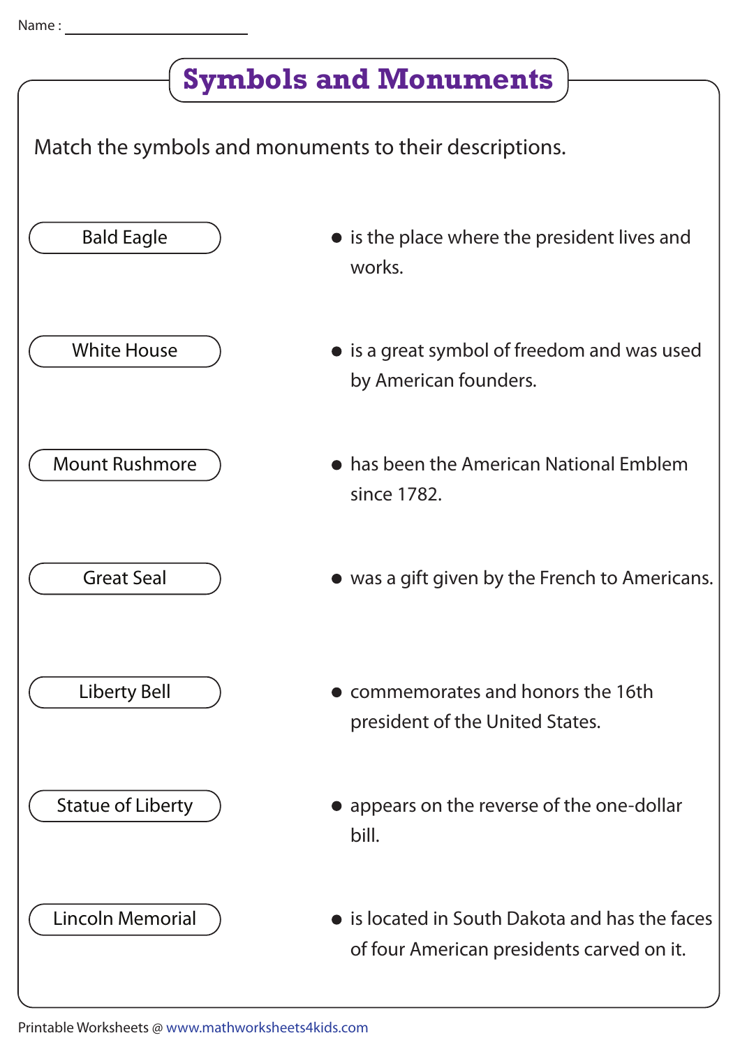Name : ____________________

# Symbols and Monuments

Match the symbols and monuments to their descriptions.

| | |
|---|---|
| Bald Eagle | • is the place where the president lives and works. |
| White House | • is a great symbol of freedom and was used by American founders. |
| Mount Rushmore | • has been the American National Emblem since 1782. |
| Great Seal | • was a gift given by the French to Americans. |
| Liberty Bell | • commemorates and honors the 16th president of the United States. |
| Statue of Liberty | • appears on the reverse of the one-dollar bill. |
| Lincoln Memorial | • is located in South Dakota and has the faces of four American presidents carved on it. |

Printable Worksheets @ www.mathworksheets4kids.com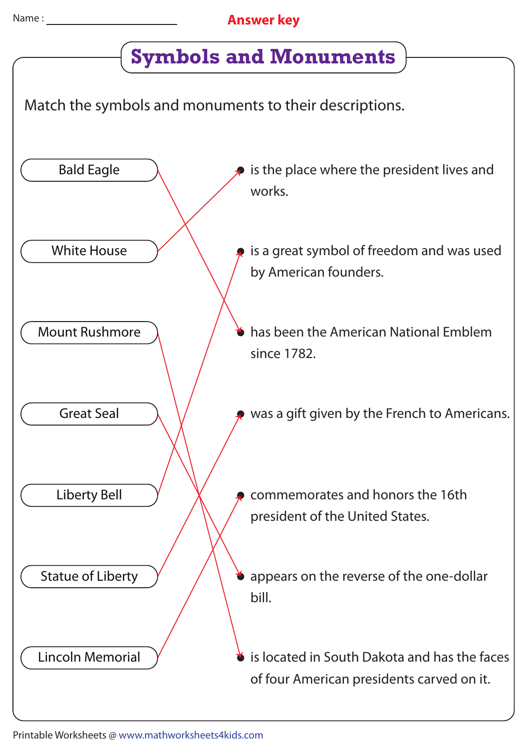Name : ______________________

**Answer key**

# Symbols and Monuments

Match the symbols and monuments to their descriptions.

| | |
|---|---|
| Bald Eagle | is the place where the president lives and works. |
| White House | is a great symbol of freedom and was used by American founders. |
| Mount Rushmore | has been the American National Emblem since 1782. |
| Great Seal | was a gift given by the French to Americans. |
| Liberty Bell | commemorates and honors the 16th president of the United States. |
| Statue of Liberty | appears on the reverse of the one-dollar bill. |
| Lincoln Memorial | is located in South Dakota and has the faces of four American presidents carved on it. |

Printable Worksheets @ www.mathworksheets4kids.com